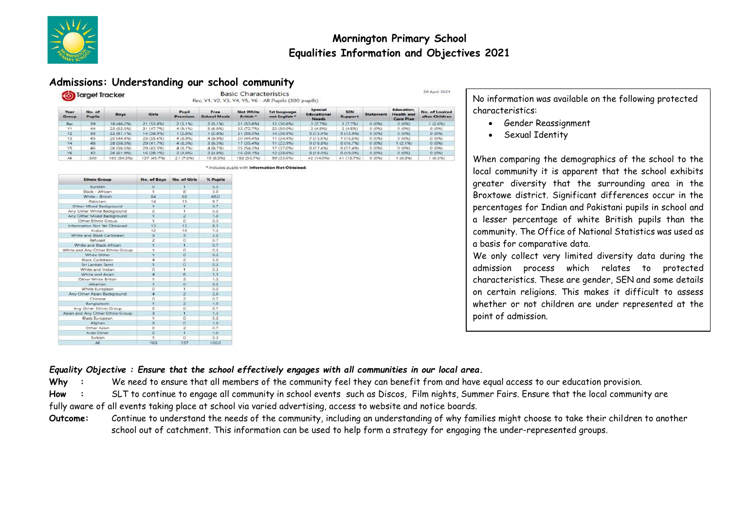# Mornington Primary School
## Equalities Information and Objectives 2021

## Admissions: Understanding our school community

Target Tracker

Basic Characteristics
Rec, Y1, Y2, Y3, Y4, Y5, Y6 - All Pupils (300 pupils)

20 April 2021

| Year Group | No. of Pupils | Boys | Girls | Pupil Premium | Free School Meals | Not White British * | 1st language not English * | Special Educational Needs | SEN Support | Statement | Education, Health and Care Plan | No. of Looked after Children |
|---|---|---|---|---|---|---|---|---|---|---|---|---|
| Rec | 39 | 18 (46.2%) | 21 (53.8%) | 2 (5.1%) | 2 (5.1%) | 21 (53.8%) | 12 (30.8%) | 3 (7.7%) | 3 (7.7%) | 0 (0%) | 0 (0%) | 1 (2.6%) |
| Y1 | 44 | 23 (52.3%) | 21 (47.7%) | 4 (9.1%) | 3 (6.8%) | 32 (72.7%) | 22 (50.0%) | 2 (4.5%) | 2 (4.5%) | 0 (0%) | 0 (0%) | 0 (0%) |
| Y2 | 36 | 22 (61.1%) | 14 (38.9%) | 1 (2.8%) | 1 (2.8%) | 21 (58.3%) | 14 (38.9%) | 5 (13.9%) | 5 (13.9%) | 0 (0%) | 0 (0%) | 0 (0%) |
| Y3 | 45 | 20 (44.4%) | 25 (55.6%) | 4 (8.9%) | 4 (8.9%) | 20 (44.4%) | 11 (24.4%) | 7 (15.6%) | 7 (15.6%) | 0 (0%) | 0 (0%) | 0 (0%) |
| Y4 | 48 | 28 (58.3%) | 20 (41.7%) | 4 (8.3%) | 3 (6.3%) | 17 (35.4%) | 11 (22.9%) | 9 (18.8%) | 8 (16.7%) | 0 (0%) | 1 (2.1%) | 0 (0%) |
| Y5 | 46 | 26 (56.5%) | 20 (43.5%) | 4 (8.7%) | 4 (8.7%) | 25 (54.3%) | 17 (37.0%) | 8 (17.4%) | 8 (17.4%) | 0 (0%) | 0 (0%) | 0 (0%) |
| Y6 | 42 | 26 (61.9%) | 16 (38.1%) | 2 (4.8%) | 2 (4.8%) | 16 (38.1%) | 12 (28.6%) | 8 (19.0%) | 8 (19.0%) | 0 (0%) | 0 (0%) | 0 (0%) |
| All | 300 | 163 (54.3%) | 137 (45.7%) | 21 (7.0%) | 19 (6.3%) | 152 (50.7%) | 99 (33.0%) | 42 (14.0%) | 41 (13.7%) | 0 (0%) | 1 (0.3%) | 1 (0.3%) |

\* Includes pupils with **Information Not Obtained**.

| Ethnic Group | No. of Boys | No. of Girls | % Pupils |
|---|---|---|---|
| Kurdish | 0 | 1 | 0.3 |
| Black - African | 1 | 8 | 3.0 |
| White - British | 84 | 60 | 48.0 |
| Pakistani | 14 | 15 | 9.7 |
| Other Mixed Background | 1 | 1 | 0.7 |
| Any Other White Background | 0 | 1 | 0.3 |
| Any Other Mixed Background | 1 | 2 | 1.0 |
| Other Ethnic Group | 1 | 0 | 0.3 |
| Information Not Yet Obtained | 13 | 12 | 8.3 |
| Indian | 12 | 10 | 7.3 |
| White and Black Caribbean | 3 | 3 | 2.0 |
| Refused | 2 | 0 | 0.7 |
| White and Black African | 1 | 1 | 0.7 |
| White and Any Other Ethnic Group | 1 | 0 | 0.3 |
| White Other | 1 | 0 | 0.3 |
| Black Caribbean | 4 | 2 | 2.0 |
| Sri Lankan Tamil | 1 | 0 | 0.3 |
| White and Indian | 0 | 1 | 0.3 |
| White and Asian | 4 | 6 | 3.3 |
| Other White British | 1 | 3 | 1.3 |
| Albanian | 1 | 0 | 0.3 |
| White European | 0 | 1 | 0.3 |
| Any Other Asian Background | 4 | 2 | 2.0 |
| Chinese | 0 | 2 | 0.7 |
| Bangladeshi | 1 | 2 | 1.0 |
| Any Other Ethnic Group | 2 | 0 | 0.7 |
| Asian and Any Other Ethnic Group | 3 | 1 | 1.3 |
| Black European | 1 | 0 | 0.3 |
| Afghan | 3 | 0 | 1.0 |
| Other Asian | 0 | 2 | 0.7 |
| Arab Other | 2 | 1 | 1.0 |
| Turkish | 1 | 0 | 0.3 |
| All | 163 | 137 | 100.0 |

No information was available on the following protected characteristics:

- Gender Reassignment
- Sexual Identity

When comparing the demographics of the school to the local community it is apparent that the school exhibits greater diversity that the surrounding area in the Broxtowe district. Significant differences occur in the percentages for Indian and Pakistani pupils in school and a lesser percentage of white British pupils than the community. The Office of National Statistics was used as a basis for comparative data.

We only collect very limited diversity data during the admission process which relates to protected characteristics. These are gender, SEN and some details on certain religions. This makes it difficult to assess whether or not children are under represented at the point of admission.

***Equality Objective : Ensure that the school effectively engages with all communities in our local area.***

**Why :** We need to ensure that all members of the community feel they can benefit from and have equal access to our education provision.

**How :** SLT to continue to engage all community in school events such as Discos, Film nights, Summer Fairs. Ensure that the local community are fully aware of all events taking place at school via varied advertising, access to website and notice boards.

**Outcome:** Continue to understand the needs of the community, including an understanding of why families might choose to take their children to another school out of catchment. This information can be used to help form a strategy for engaging the under-represented groups.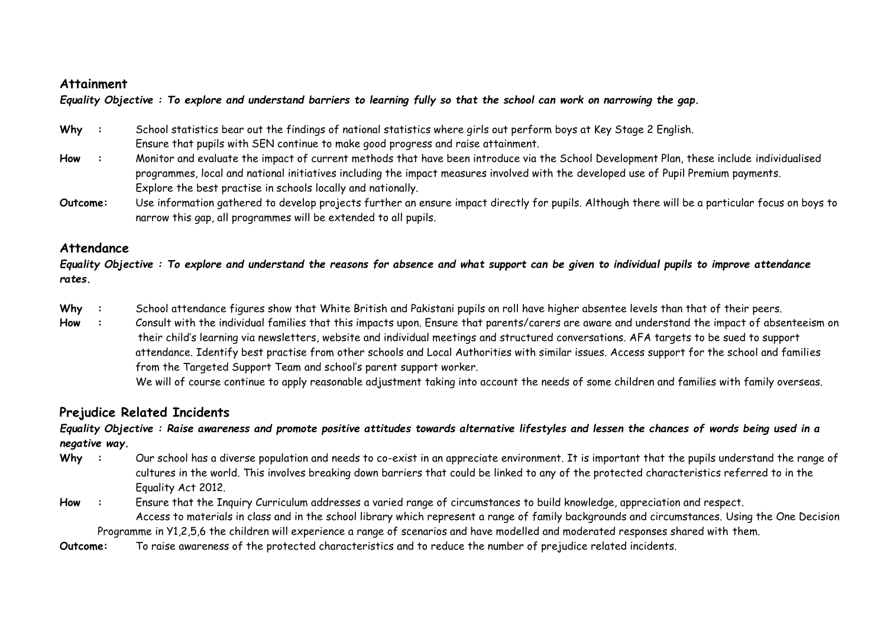## Attainment

***Equality Objective : To explore and understand barriers to learning fully so that the school can work on narrowing the gap.***

**Why :** School statistics bear out the findings of national statistics where girls out perform boys at Key Stage 2 English.
Ensure that pupils with SEN continue to make good progress and raise attainment.

**How :** Monitor and evaluate the impact of current methods that have been introduce via the School Development Plan, these include individualised programmes, local and national initiatives including the impact measures involved with the developed use of Pupil Premium payments.
Explore the best practise in schools locally and nationally.

**Outcome:** Use information gathered to develop projects further an ensure impact directly for pupils. Although there will be a particular focus on boys to narrow this gap, all programmes will be extended to all pupils.

## Attendance

***Equality Objective : To explore and understand the reasons for absence and what support can be given to individual pupils to improve attendance rates.***

**Why :** School attendance figures show that White British and Pakistani pupils on roll have higher absentee levels than that of their peers.

**How :** Consult with the individual families that this impacts upon. Ensure that parents/carers are aware and understand the impact of absenteeism on their child's learning via newsletters, website and individual meetings and structured conversations. AFA targets to be sued to support attendance. Identify best practise from other schools and Local Authorities with similar issues. Access support for the school and families from the Targeted Support Team and school's parent support worker.
We will of course continue to apply reasonable adjustment taking into account the needs of some children and families with family overseas.

## Prejudice Related Incidents

***Equality Objective : Raise awareness and promote positive attitudes towards alternative lifestyles and lessen the chances of words being used in a negative way.***

**Why :** Our school has a diverse population and needs to co-exist in an appreciate environment. It is important that the pupils understand the range of cultures in the world. This involves breaking down barriers that could be linked to any of the protected characteristics referred to in the Equality Act 2012.

**How :** Ensure that the Inquiry Curriculum addresses a varied range of circumstances to build knowledge, appreciation and respect.
Access to materials in class and in the school library which represent a range of family backgrounds and circumstances. Using the One Decision Programme in Y1,2,5,6 the children will experience a range of scenarios and have modelled and moderated responses shared with them.

**Outcome:** To raise awareness of the protected characteristics and to reduce the number of prejudice related incidents.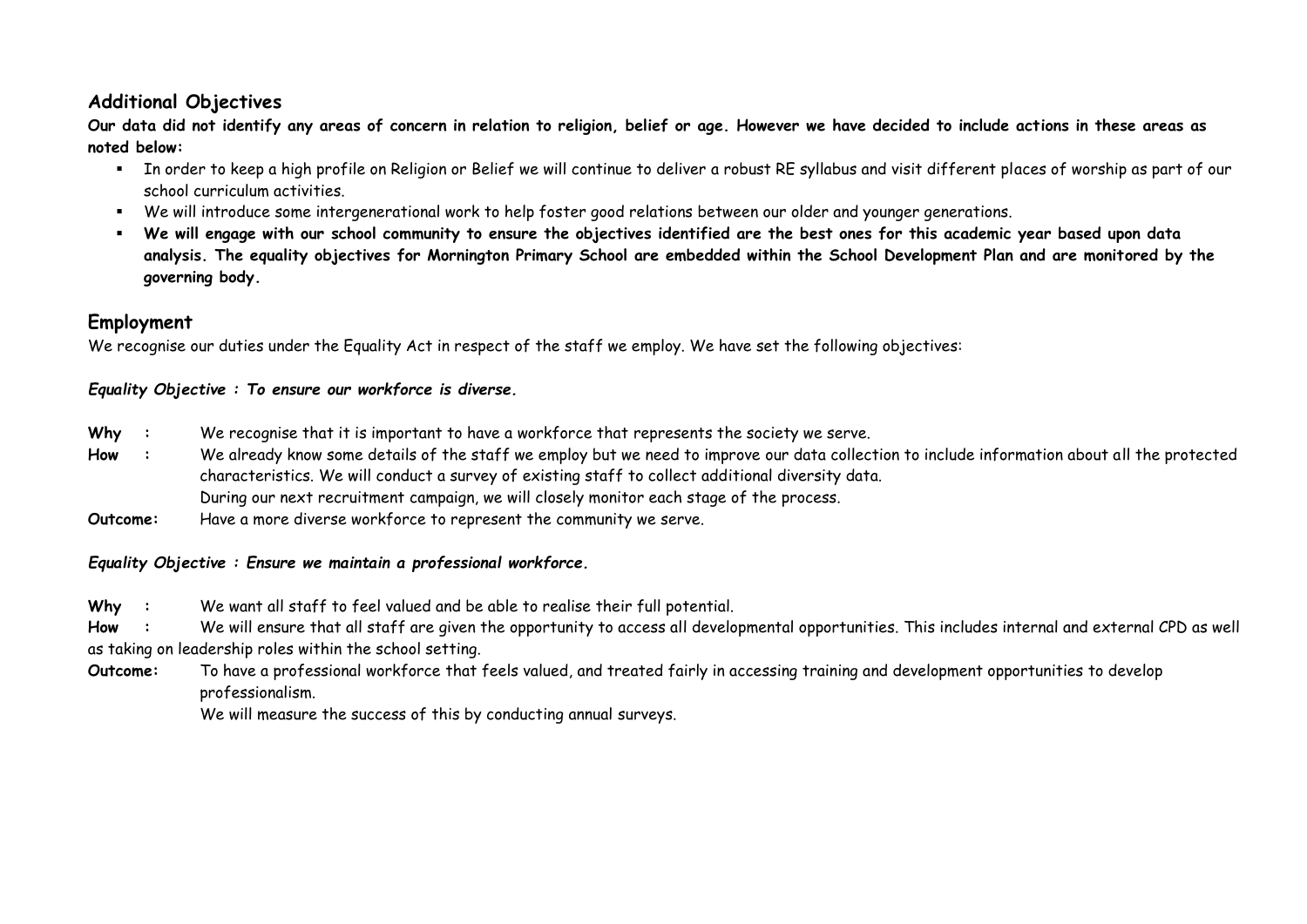## Additional Objectives

**Our data did not identify any areas of concern in relation to religion, belief or age. However we have decided to include actions in these areas as noted below:**

- In order to keep a high profile on Religion or Belief we will continue to deliver a robust RE syllabus and visit different places of worship as part of our school curriculum activities.
- We will introduce some intergenerational work to help foster good relations between our older and younger generations.
- **We will engage with our school community to ensure the objectives identified are the best ones for this academic year based upon data analysis. The equality objectives for Mornington Primary School are embedded within the School Development Plan and are monitored by the governing body.**

## Employment

We recognise our duties under the Equality Act in respect of the staff we employ. We have set the following objectives:

***Equality Objective : To ensure our workforce is diverse.***

**Why :** We recognise that it is important to have a workforce that represents the society we serve.

**How :** We already know some details of the staff we employ but we need to improve our data collection to include information about all the protected characteristics. We will conduct a survey of existing staff to collect additional diversity data.
During our next recruitment campaign, we will closely monitor each stage of the process.

**Outcome:** Have a more diverse workforce to represent the community we serve.

***Equality Objective : Ensure we maintain a professional workforce.***

**Why :** We want all staff to feel valued and be able to realise their full potential.

**How :** We will ensure that all staff are given the opportunity to access all developmental opportunities. This includes internal and external CPD as well as taking on leadership roles within the school setting.

**Outcome:** To have a professional workforce that feels valued, and treated fairly in accessing training and development opportunities to develop professionalism.
We will measure the success of this by conducting annual surveys.